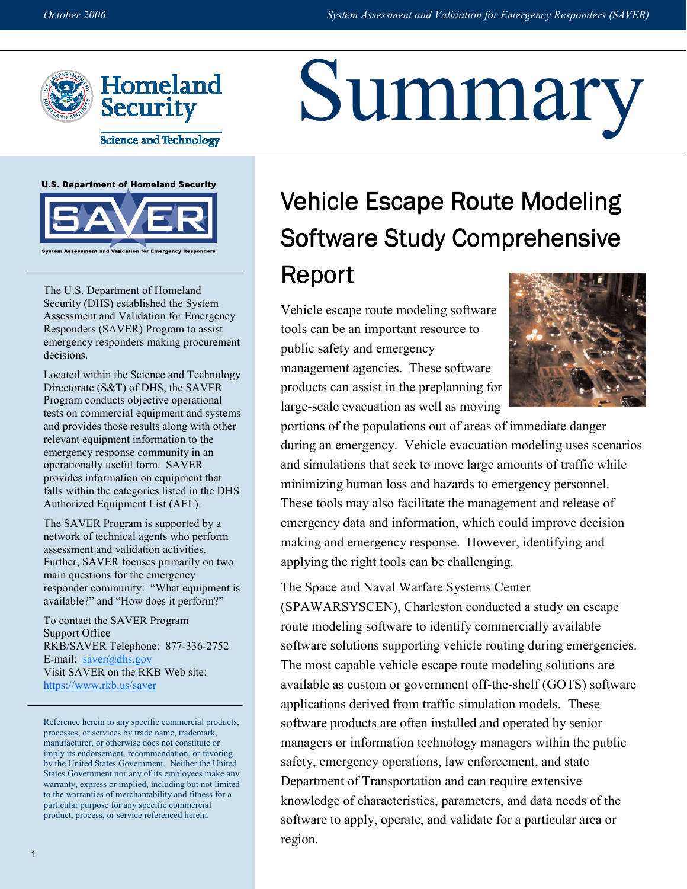# Summary

Homeland Security

Science and Technology

U.S. Department of Homeland Security

SAVER

System Assessment and Validation for Emergency Responders

The U.S. Department of Homeland Security (DHS) established the System Assessment and Validation for Emergency Responders (SAVER) Program to assist emergency responders making procurement decisions.

Located within the Science and Technology Directorate (S&T) of DHS, the SAVER Program conducts objective operational tests on commercial equipment and systems and provides those results along with other relevant equipment information to the emergency response community in an operationally useful form. SAVER provides information on equipment that falls within the categories listed in the DHS Authorized Equipment List (AEL).

The SAVER Program is supported by a network of technical agents who perform assessment and validation activities. Further, SAVER focuses primarily on two main questions for the emergency responder community: "What equipment is available?" and "How does it perform?"

To contact the SAVER Program Support Office
RKB/SAVER Telephone: 877-336-2752
E-mail: saver@dhs.gov
Visit SAVER on the RKB Web site:
https://www.rkb.us/saver

Reference herein to any specific commercial products, processes, or services by trade name, trademark, manufacturer, or otherwise does not constitute or imply its endorsement, recommendation, or favoring by the United States Government. Neither the United States Government nor any of its employees make any warranty, express or implied, including but not limited to the warranties of merchantability and fitness for a particular purpose for any specific commercial product, process, or service referenced herein.

## Vehicle Escape Route Modeling Software Study Comprehensive Report

Vehicle escape route modeling software tools can be an important resource to public safety and emergency management agencies. These software products can assist in the preplanning for large-scale evacuation as well as moving portions of the populations out of areas of immediate danger during an emergency. Vehicle evacuation modeling uses scenarios and simulations that seek to move large amounts of traffic while minimizing human loss and hazards to emergency personnel. These tools may also facilitate the management and release of emergency data and information, which could improve decision making and emergency response. However, identifying and applying the right tools can be challenging.

The Space and Naval Warfare Systems Center (SPAWARSYSCEN), Charleston conducted a study on escape route modeling software to identify commercially available software solutions supporting vehicle routing during emergencies. The most capable vehicle escape route modeling solutions are available as custom or government off-the-shelf (GOTS) software applications derived from traffic simulation models. These software products are often installed and operated by senior managers or information technology managers within the public safety, emergency operations, law enforcement, and state Department of Transportation and can require extensive knowledge of characteristics, parameters, and data needs of the software to apply, operate, and validate for a particular area or region.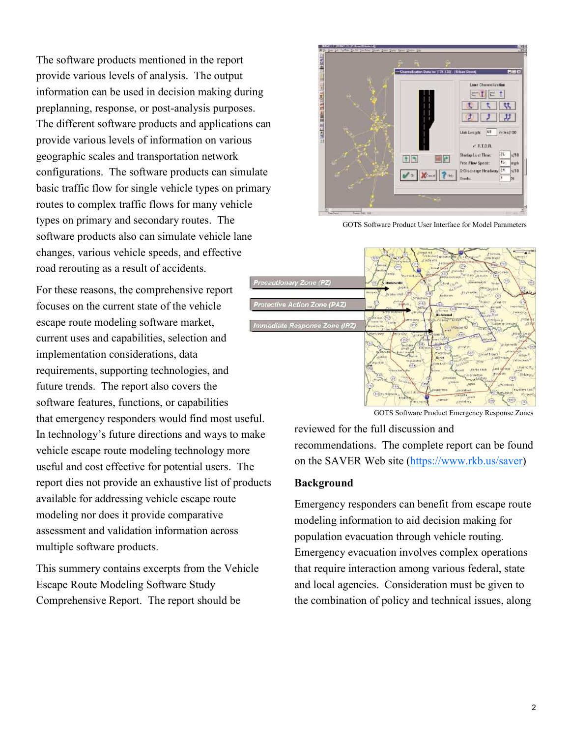The software products mentioned in the report provide various levels of analysis. The output information can be used in decision making during preplanning, response, or post-analysis purposes. The different software products and applications can provide various levels of information on various geographic scales and transportation network configurations. The software products can simulate basic traffic flow for single vehicle types on primary routes to complex traffic flows for many vehicle types on primary and secondary routes. The software products also can simulate vehicle lane changes, various vehicle speeds, and effective road rerouting as a result of accidents.

For these reasons, the comprehensive report focuses on the current state of the vehicle escape route modeling software market, current uses and capabilities, selection and implementation considerations, data requirements, supporting technologies, and future trends. The report also covers the software features, functions, or capabilities that emergency responders would find most useful. In technology's future directions and ways to make vehicle escape route modeling technology more useful and cost effective for potential users. The report dies not provide an exhaustive list of products available for addressing vehicle escape route modeling nor does it provide comparative assessment and validation information across multiple software products.

This summery contains excerpts from the Vehicle Escape Route Modeling Software Study Comprehensive Report. The report should be reviewed for the full discussion and recommendations. The complete report can be found on the SAVER Web site (https://www.rkb.us/saver)

GOTS Software Product User Interface for Model Parameters

GOTS Software Product Emergency Response Zones

## Background

Emergency responders can benefit from escape route modeling information to aid decision making for population evacuation through vehicle routing. Emergency evacuation involves complex operations that require interaction among various federal, state and local agencies. Consideration must be given to the combination of policy and technical issues, along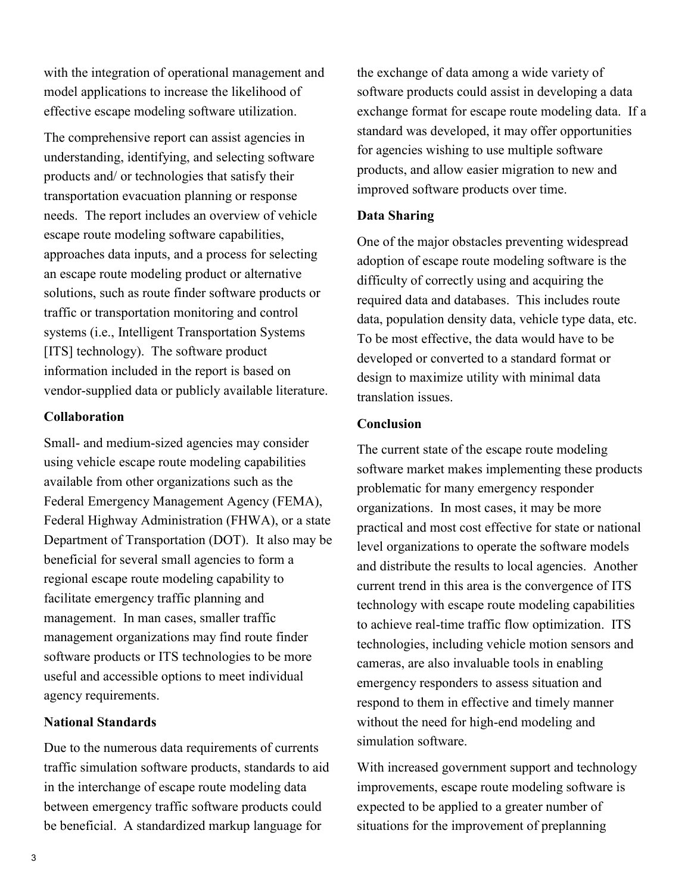with the integration of operational management and model applications to increase the likelihood of effective escape modeling software utilization.

The comprehensive report can assist agencies in understanding, identifying, and selecting software products and/ or technologies that satisfy their transportation evacuation planning or response needs. The report includes an overview of vehicle escape route modeling software capabilities, approaches data inputs, and a process for selecting an escape route modeling product or alternative solutions, such as route finder software products or traffic or transportation monitoring and control systems (i.e., Intelligent Transportation Systems [ITS] technology). The software product information included in the report is based on vendor-supplied data or publicly available literature.

**Collaboration**

Small- and medium-sized agencies may consider using vehicle escape route modeling capabilities available from other organizations such as the Federal Emergency Management Agency (FEMA), Federal Highway Administration (FHWA), or a state Department of Transportation (DOT). It also may be beneficial for several small agencies to form a regional escape route modeling capability to facilitate emergency traffic planning and management. In man cases, smaller traffic management organizations may find route finder software products or ITS technologies to be more useful and accessible options to meet individual agency requirements.

**National Standards**

Due to the numerous data requirements of currents traffic simulation software products, standards to aid in the interchange of escape route modeling data between emergency traffic software products could be beneficial. A standardized markup language for the exchange of data among a wide variety of software products could assist in developing a data exchange format for escape route modeling data. If a standard was developed, it may offer opportunities for agencies wishing to use multiple software products, and allow easier migration to new and improved software products over time.

**Data Sharing**

One of the major obstacles preventing widespread adoption of escape route modeling software is the difficulty of correctly using and acquiring the required data and databases. This includes route data, population density data, vehicle type data, etc. To be most effective, the data would have to be developed or converted to a standard format or design to maximize utility with minimal data translation issues.

**Conclusion**

The current state of the escape route modeling software market makes implementing these products problematic for many emergency responder organizations. In most cases, it may be more practical and most cost effective for state or national level organizations to operate the software models and distribute the results to local agencies. Another current trend in this area is the convergence of ITS technology with escape route modeling capabilities to achieve real-time traffic flow optimization. ITS technologies, including vehicle motion sensors and cameras, are also invaluable tools in enabling emergency responders to assess situation and respond to them in effective and timely manner without the need for high-end modeling and simulation software.

With increased government support and technology improvements, escape route modeling software is expected to be applied to a greater number of situations for the improvement of preplanning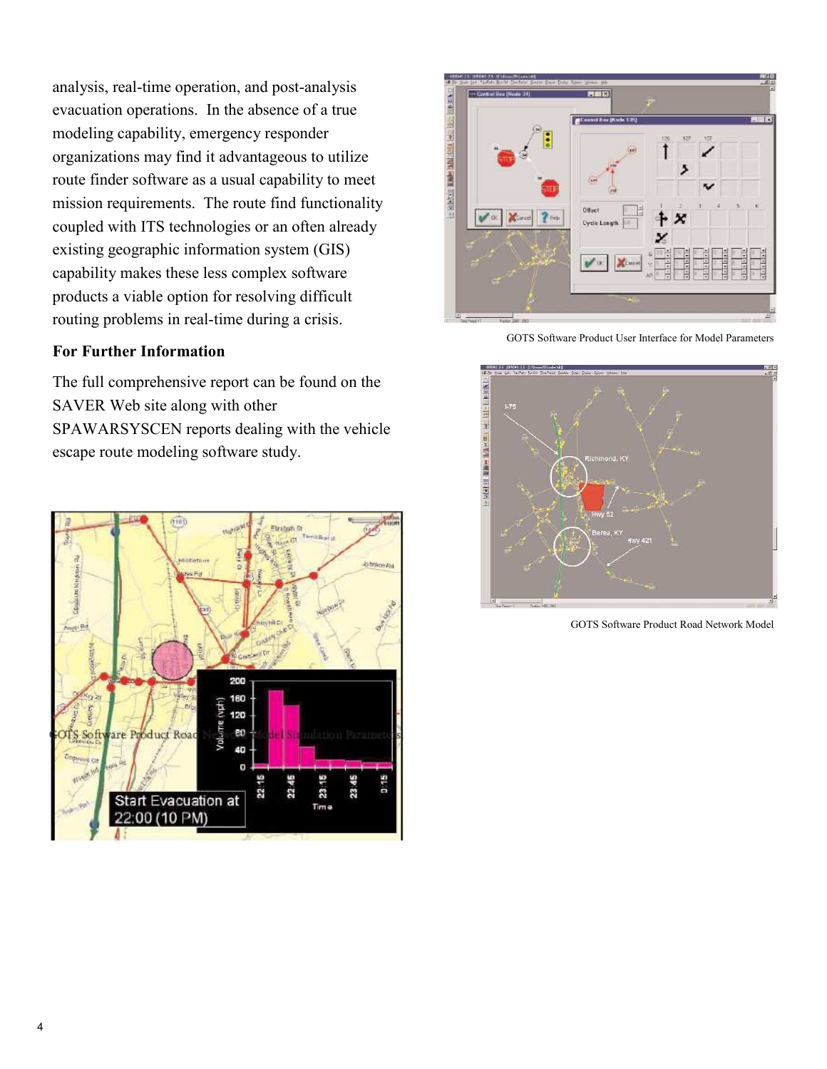analysis, real-time operation, and post-analysis evacuation operations. In the absence of a true modeling capability, emergency responder organizations may find it advantageous to utilize route finder software as a usual capability to meet mission requirements. The route find functionality coupled with ITS technologies or an often already existing geographic information system (GIS) capability makes these less complex software products a viable option for resolving difficult routing problems in real-time during a crisis.

### For Further Information

The full comprehensive report can be found on the SAVER Web site along with other SPAWARSYSCEN reports dealing with the vehicle escape route modeling software study.

GOTS Software Product Road Network Model Simulation Parameters

GOTS Software Product User Interface for Model Parameters

GOTS Software Product Road Network Model